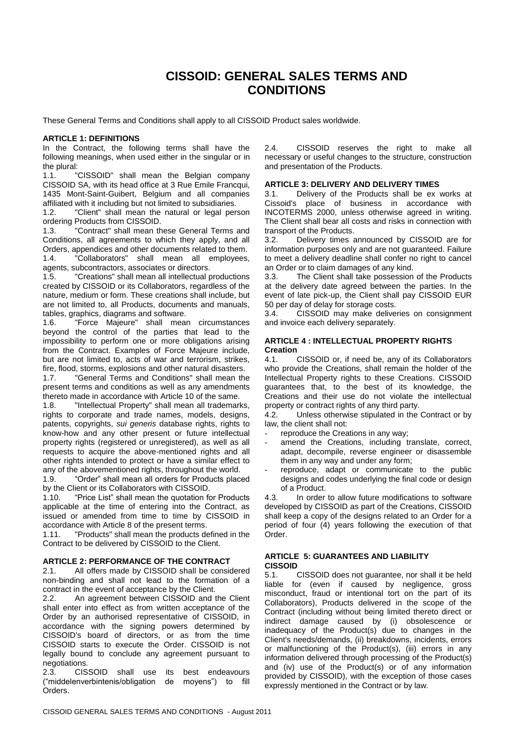# CISSOID: GENERAL SALES TERMS AND CONDITIONS

These General Terms and Conditions shall apply to all CISSOID Product sales worldwide.

### ARTICLE 1: DEFINITIONS

In the Contract, the following terms shall have the following meanings, when used either in the singular or in the plural:

1.1. "CISSOID" shall mean the Belgian company CISSOID SA, with its head office at 3 Rue Emile Francqui, 1435 Mont-Saint-Guibert, Belgium and all companies affiliated with it including but not limited to subsidiaries.

1.2. "Client" shall mean the natural or legal person ordering Products from CISSOID.

1.3. "Contract" shall mean these General Terms and Conditions, all agreements to which they apply, and all Orders, appendices and other documents related to them.

1.4. "Collaborators" shall mean all employees, agents, subcontractors, associates or directors.

1.5. "Creations" shall mean all intellectual productions created by CISSOID or its Collaborators, regardless of the nature, medium or form. These creations shall include, but are not limited to, all Products, documents and manuals, tables, graphics, diagrams and software.

1.6. "Force Majeure" shall mean circumstances beyond the control of the parties that lead to the impossibility to perform one or more obligations arising from the Contract. Examples of Force Majeure include, but are not limited to, acts of war and terrorism, strikes, fire, flood, storms, explosions and other natural disasters.

1.7. "General Terms and Conditions" shall mean the present terms and conditions as well as any amendments thereto made in accordance with Article 10 of the same.

1.8. "Intellectual Property" shall mean all trademarks, rights to corporate and trade names, models, designs, patents, copyrights, *sui generis* database rights, rights to know-how and any other present or future intellectual property rights (registered or unregistered), as well as all requests to acquire the above-mentioned rights and all other rights intended to protect or have a similar effect to any of the abovementioned rights, throughout the world.

1.9. "Order" shall mean all orders for Products placed by the Client or its Collaborators with CISSOID.

1.10. "Price List" shall mean the quotation for Products applicable at the time of entering into the Contract, as issued or amended from time to time by CISSOID in accordance with Article 8 of the present terms.

1.11. "Products" shall mean the products defined in the Contract to be delivered by CISSOID to the Client.

### ARTICLE 2: PERFORMANCE OF THE CONTRACT

2.1. All offers made by CISSOID shall be considered non-binding and shall not lead to the formation of a contract in the event of acceptance by the Client.

2.2. An agreement between CISSOID and the Client shall enter into effect as from written acceptance of the Order by an authorised representative of CISSOID, in accordance with the signing powers determined by CISSOID's board of directors, or as from the time CISSOID starts to execute the Order. CISSOID is not legally bound to conclude any agreement pursuant to negotiations.

2.3. CISSOID shall use its best endeavours ("middelenverbintenis/obligation de moyens") to fill Orders.

2.4. CISSOID reserves the right to make all necessary or useful changes to the structure, construction and presentation of the Products.

### ARTICLE 3: DELIVERY AND DELIVERY TIMES

3.1. Delivery of the Products shall be ex works at Cissoid's place of business in accordance with INCOTERMS 2000, unless otherwise agreed in writing. The Client shall bear all costs and risks in connection with transport of the Products.

3.2. Delivery times announced by CISSOID are for information purposes only and are not guaranteed. Failure to meet a delivery deadline shall confer no right to cancel an Order or to claim damages of any kind.

3.3. The Client shall take possession of the Products at the delivery date agreed between the parties. In the event of late pick-up, the Client shall pay CISSOID EUR 50 per day of delay for storage costs.

3.4. CISSOID may make deliveries on consignment and invoice each delivery separately.

### ARTICLE 4 : INTELLECTUAL PROPERTY RIGHTS Creation

4.1. CISSOID or, if need be, any of its Collaborators who provide the Creations, shall remain the holder of the Intellectual Property rights to these Creations. CISSOID guarantees that, to the best of its knowledge, the Creations and their use do not violate the intellectual property or contract rights of any third party.

4.2. Unless otherwise stipulated in the Contract or by law, the client shall not:

- reproduce the Creations in any way;
- amend the Creations, including translate, correct, adapt, decompile, reverse engineer or disassemble them in any way and under any form;
- reproduce, adapt or communicate to the public designs and codes underlying the final code or design of a Product.

4.3. In order to allow future modifications to software developed by CISSOID as part of the Creations, CISSOID shall keep a copy of the designs related to an Order for a period of four (4) years following the execution of that Order.

### ARTICLE 5: GUARANTEES AND LIABILITY CISSOID

5.1. CISSOID does not guarantee, nor shall it be held liable for (even if caused by negligence, gross misconduct, fraud or intentional tort on the part of its Collaborators), Products delivered in the scope of the Contract (including without being limited thereto direct or indirect damage caused by (i) obsolescence or inadequacy of the Product(s) due to changes in the Client's needs/demands, (ii) breakdowns, incidents, errors or malfunctioning of the Product(s), (iii) errors in any information delivered through processing of the Product(s) and (iv) use of the Product(s) or of any information provided by CISSOID), with the exception of those cases expressly mentioned in the Contract or by law.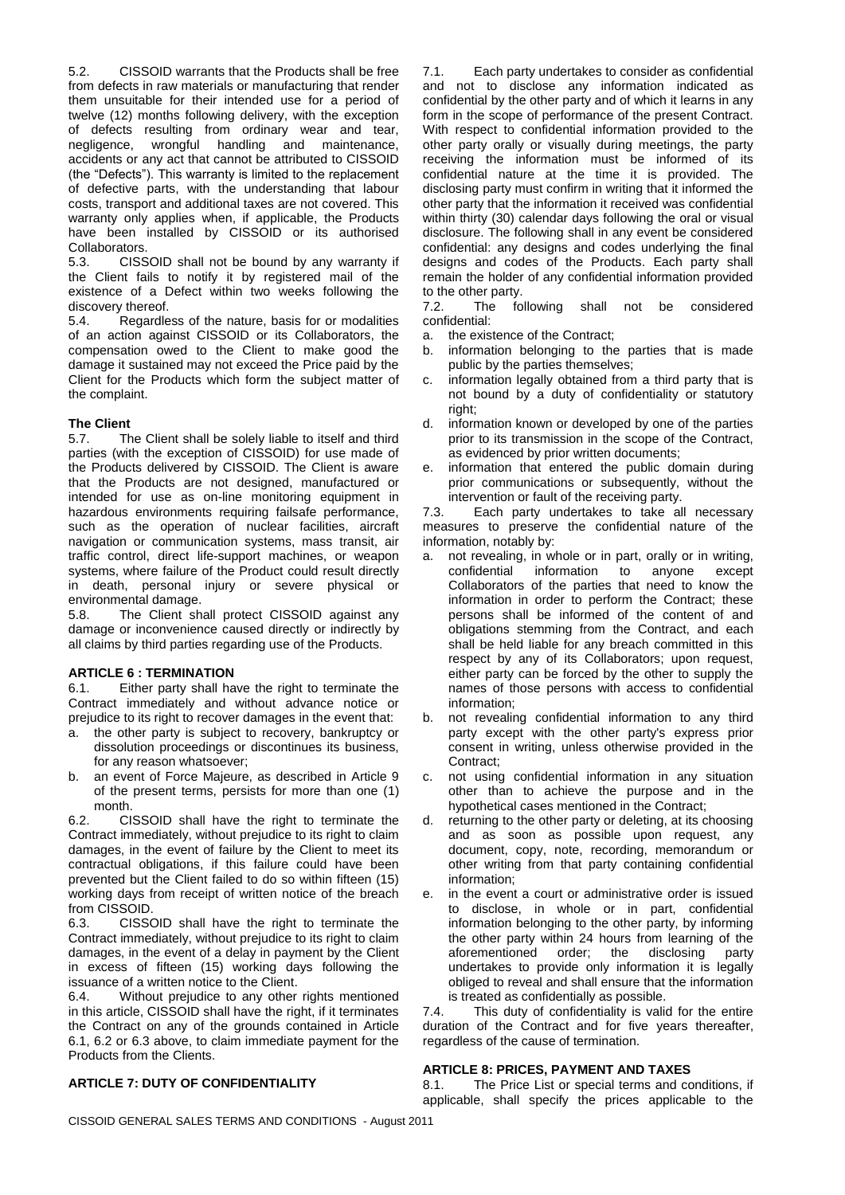5.2. CISSOID warrants that the Products shall be free from defects in raw materials or manufacturing that render them unsuitable for their intended use for a period of twelve (12) months following delivery, with the exception of defects resulting from ordinary wear and tear, negligence, wrongful handling and maintenance, accidents or any act that cannot be attributed to CISSOID (the "Defects"). This warranty is limited to the replacement of defective parts, with the understanding that labour costs, transport and additional taxes are not covered. This warranty only applies when, if applicable, the Products have been installed by CISSOID or its authorised Collaborators.

5.3. CISSOID shall not be bound by any warranty if the Client fails to notify it by registered mail of the existence of a Defect within two weeks following the discovery thereof.

5.4. Regardless of the nature, basis for or modalities of an action against CISSOID or its Collaborators, the compensation owed to the Client to make good the damage it sustained may not exceed the Price paid by the Client for the Products which form the subject matter of the complaint.

**The Client**

5.7. The Client shall be solely liable to itself and third parties (with the exception of CISSOID) for use made of the Products delivered by CISSOID. The Client is aware that the Products are not designed, manufactured or intended for use as on-line monitoring equipment in hazardous environments requiring failsafe performance, such as the operation of nuclear facilities, aircraft navigation or communication systems, mass transit, air traffic control, direct life-support machines, or weapon systems, where failure of the Product could result directly in death, personal injury or severe physical or environmental damage.

5.8. The Client shall protect CISSOID against any damage or inconvenience caused directly or indirectly by all claims by third parties regarding use of the Products.

## ARTICLE 6 : TERMINATION

6.1. Either party shall have the right to terminate the Contract immediately and without advance notice or prejudice to its right to recover damages in the event that:

a. the other party is subject to recovery, bankruptcy or dissolution proceedings or discontinues its business, for any reason whatsoever;
b. an event of Force Majeure, as described in Article 9 of the present terms, persists for more than one (1) month.

6.2. CISSOID shall have the right to terminate the Contract immediately, without prejudice to its right to claim damages, in the event of failure by the Client to meet its contractual obligations, if this failure could have been prevented but the Client failed to do so within fifteen (15) working days from receipt of written notice of the breach from CISSOID.

6.3. CISSOID shall have the right to terminate the Contract immediately, without prejudice to its right to claim damages, in the event of a delay in payment by the Client in excess of fifteen (15) working days following the issuance of a written notice to the Client.

6.4. Without prejudice to any other rights mentioned in this article, CISSOID shall have the right, if it terminates the Contract on any of the grounds contained in Article 6.1, 6.2 or 6.3 above, to claim immediate payment for the Products from the Clients.

## ARTICLE 7: DUTY OF CONFIDENTIALITY

7.1. Each party undertakes to consider as confidential and not to disclose any information indicated as confidential by the other party and of which it learns in any form in the scope of performance of the present Contract. With respect to confidential information provided to the other party orally or visually during meetings, the party receiving the information must be informed of its confidential nature at the time it is provided. The disclosing party must confirm in writing that it informed the other party that the information it received was confidential within thirty (30) calendar days following the oral or visual disclosure. The following shall in any event be considered confidential: any designs and codes underlying the final designs and codes of the Products. Each party shall remain the holder of any confidential information provided to the other party.

7.2. The following shall not be considered confidential:

a. the existence of the Contract;
b. information belonging to the parties that is made public by the parties themselves;
c. information legally obtained from a third party that is not bound by a duty of confidentiality or statutory right;
d. information known or developed by one of the parties prior to its transmission in the scope of the Contract, as evidenced by prior written documents;
e. information that entered the public domain during prior communications or subsequently, without the intervention or fault of the receiving party.

7.3. Each party undertakes to take all necessary measures to preserve the confidential nature of the information, notably by:

a. not revealing, in whole or in part, orally or in writing, confidential information to anyone except Collaborators of the parties that need to know the information in order to perform the Contract; these persons shall be informed of the content of and obligations stemming from the Contract, and each shall be held liable for any breach committed in this respect by any of its Collaborators; upon request, either party can be forced by the other to supply the names of those persons with access to confidential information;
b. not revealing confidential information to any third party except with the other party's express prior consent in writing, unless otherwise provided in the Contract;
c. not using confidential information in any situation other than to achieve the purpose and in the hypothetical cases mentioned in the Contract;
d. returning to the other party or deleting, at its choosing and as soon as possible upon request, any document, copy, note, recording, memorandum or other writing from that party containing confidential information;
e. in the event a court or administrative order is issued to disclose, in whole or in part, confidential information belonging to the other party, by informing the other party within 24 hours from learning of the aforementioned order; the disclosing party undertakes to provide only information it is legally obliged to reveal and shall ensure that the information is treated as confidentially as possible.

7.4. This duty of confidentiality is valid for the entire duration of the Contract and for five years thereafter, regardless of the cause of termination.

## ARTICLE 8: PRICES, PAYMENT AND TAXES

8.1. The Price List or special terms and conditions, if applicable, shall specify the prices applicable to the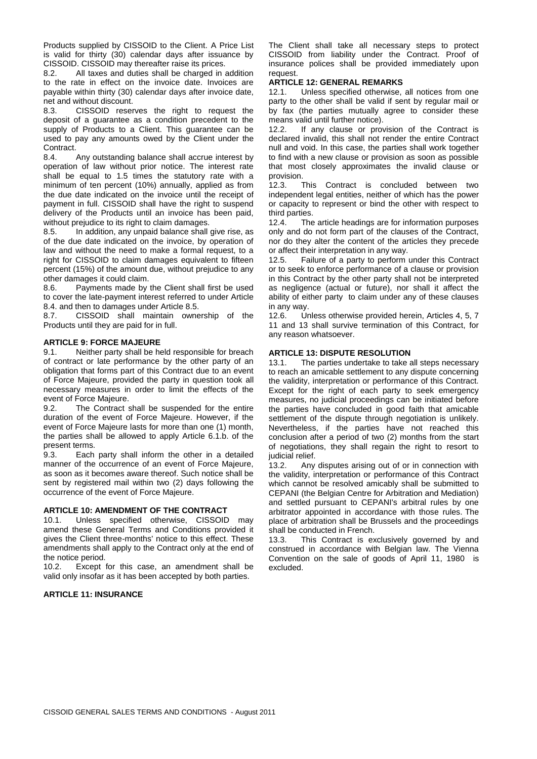Products supplied by CISSOID to the Client. A Price List is valid for thirty (30) calendar days after issuance by CISSOID. CISSOID may thereafter raise its prices.

8.2. All taxes and duties shall be charged in addition to the rate in effect on the invoice date. Invoices are payable within thirty (30) calendar days after invoice date, net and without discount.

8.3. CISSOID reserves the right to request the deposit of a guarantee as a condition precedent to the supply of Products to a Client. This guarantee can be used to pay any amounts owed by the Client under the Contract.

8.4. Any outstanding balance shall accrue interest by operation of law without prior notice. The interest rate shall be equal to 1.5 times the statutory rate with a minimum of ten percent (10%) annually, applied as from the due date indicated on the invoice until the receipt of payment in full. CISSOID shall have the right to suspend delivery of the Products until an invoice has been paid, without prejudice to its right to claim damages.

8.5. In addition, any unpaid balance shall give rise, as of the due date indicated on the invoice, by operation of law and without the need to make a formal request, to a right for CISSOID to claim damages equivalent to fifteen percent (15%) of the amount due, without prejudice to any other damages it could claim.

8.6. Payments made by the Client shall first be used to cover the late-payment interest referred to under Article 8.4. and then to damages under Article 8.5.

8.7. CISSOID shall maintain ownership of the Products until they are paid for in full.

**ARTICLE 9: FORCE MAJEURE**

9.1. Neither party shall be held responsible for breach of contract or late performance by the other party of an obligation that forms part of this Contract due to an event of Force Majeure, provided the party in question took all necessary measures in order to limit the effects of the event of Force Majeure.

9.2. The Contract shall be suspended for the entire duration of the event of Force Majeure. However, if the event of Force Majeure lasts for more than one (1) month, the parties shall be allowed to apply Article 6.1.b. of the present terms.

9.3. Each party shall inform the other in a detailed manner of the occurrence of an event of Force Majeure, as soon as it becomes aware thereof. Such notice shall be sent by registered mail within two (2) days following the occurrence of the event of Force Majeure.

**ARTICLE 10: AMENDMENT OF THE CONTRACT**

10.1. Unless specified otherwise, CISSOID may amend these General Terms and Conditions provided it gives the Client three-months' notice to this effect. These amendments shall apply to the Contract only at the end of the notice period.

10.2. Except for this case, an amendment shall be valid only insofar as it has been accepted by both parties.

**ARTICLE 11: INSURANCE**

The Client shall take all necessary steps to protect CISSOID from liability under the Contract. Proof of insurance polices shall be provided immediately upon request.

**ARTICLE 12: GENERAL REMARKS**

12.1. Unless specified otherwise, all notices from one party to the other shall be valid if sent by regular mail or by fax (the parties mutually agree to consider these means valid until further notice).

12.2. If any clause or provision of the Contract is declared invalid, this shall not render the entire Contract null and void. In this case, the parties shall work together to find with a new clause or provision as soon as possible that most closely approximates the invalid clause or provision.

12.3. This Contract is concluded between two independent legal entities, neither of which has the power or capacity to represent or bind the other with respect to third parties.

12.4. The article headings are for information purposes only and do not form part of the clauses of the Contract, nor do they alter the content of the articles they precede or affect their interpretation in any way.

12.5. Failure of a party to perform under this Contract or to seek to enforce performance of a clause or provision in this Contract by the other party shall not be interpreted as negligence (actual or future), nor shall it affect the ability of either party to claim under any of these clauses in any way.

12.6. Unless otherwise provided herein, Articles 4, 5, 7 11 and 13 shall survive termination of this Contract, for any reason whatsoever.

**ARTICLE 13: DISPUTE RESOLUTION**

13.1. The parties undertake to take all steps necessary to reach an amicable settlement to any dispute concerning the validity, interpretation or performance of this Contract. Except for the right of each party to seek emergency measures, no judicial proceedings can be initiated before the parties have concluded in good faith that amicable settlement of the dispute through negotiation is unlikely. Nevertheless, if the parties have not reached this conclusion after a period of two (2) months from the start of negotiations, they shall regain the right to resort to judicial relief.

13.2. Any disputes arising out of or in connection with the validity, interpretation or performance of this Contract which cannot be resolved amicably shall be submitted to CEPANI (the Belgian Centre for Arbitration and Mediation) and settled pursuant to CEPANI's arbitral rules by one arbitrator appointed in accordance with those rules. The place of arbitration shall be Brussels and the proceedings shall be conducted in French.

13.3. This Contract is exclusively governed by and construed in accordance with Belgian law. The Vienna Convention on the sale of goods of April 11, 1980 is excluded.